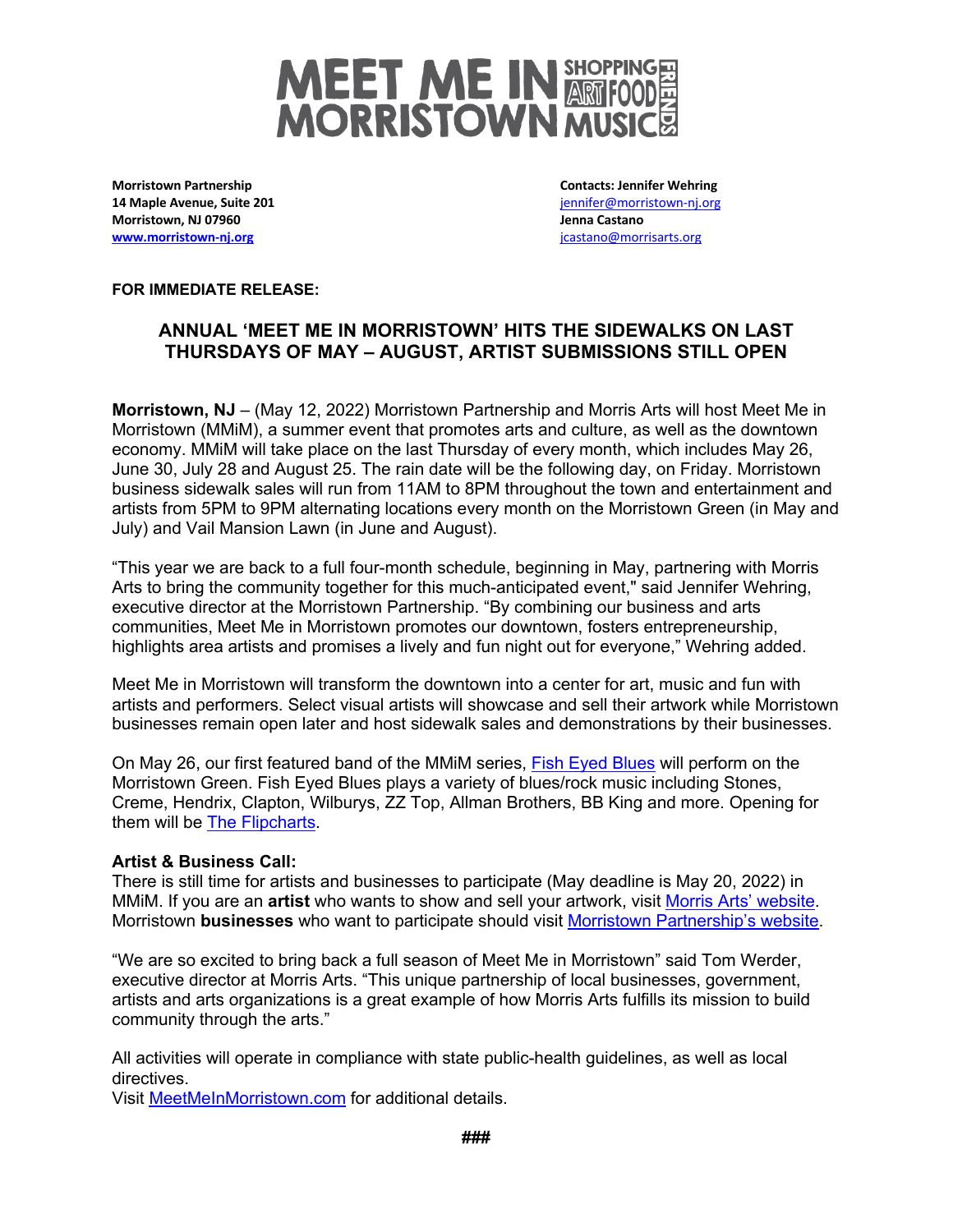# MEET ME IN MORRISTOWN SHOPPING ART FOOD MUSIC FRIENDS

**Morristown Partnership**
**14 Maple Avenue, Suite 201**
**Morristown, NJ 07960**
**www.morristown-nj.org**

**Contacts: Jennifer Wehring**
jennifer@morristown-nj.org
**Jenna Castano**
jcastano@morrisarts.org

**FOR IMMEDIATE RELEASE:**

## ANNUAL 'MEET ME IN MORRISTOWN' HITS THE SIDEWALKS ON LAST THURSDAYS OF MAY – AUGUST, ARTIST SUBMISSIONS STILL OPEN

**Morristown, NJ** – (May 12, 2022) Morristown Partnership and Morris Arts will host Meet Me in Morristown (MMiM), a summer event that promotes arts and culture, as well as the downtown economy. MMiM will take place on the last Thursday of every month, which includes May 26, June 30, July 28 and August 25. The rain date will be the following day, on Friday. Morristown business sidewalk sales will run from 11AM to 8PM throughout the town and entertainment and artists from 5PM to 9PM alternating locations every month on the Morristown Green (in May and July) and Vail Mansion Lawn (in June and August).

"This year we are back to a full four-month schedule, beginning in May, partnering with Morris Arts to bring the community together for this much-anticipated event," said Jennifer Wehring, executive director at the Morristown Partnership. "By combining our business and arts communities, Meet Me in Morristown promotes our downtown, fosters entrepreneurship, highlights area artists and promises a lively and fun night out for everyone," Wehring added.

Meet Me in Morristown will transform the downtown into a center for art, music and fun with artists and performers. Select visual artists will showcase and sell their artwork while Morristown businesses remain open later and host sidewalk sales and demonstrations by their businesses.

On May 26, our first featured band of the MMiM series, Fish Eyed Blues will perform on the Morristown Green. Fish Eyed Blues plays a variety of blues/rock music including Stones, Creme, Hendrix, Clapton, Wilburys, ZZ Top, Allman Brothers, BB King and more. Opening for them will be The Flipcharts.

**Artist & Business Call:**
There is still time for artists and businesses to participate (May deadline is May 20, 2022) in MMiM. If you are an **artist** who wants to show and sell your artwork, visit Morris Arts' website. Morristown **businesses** who want to participate should visit Morristown Partnership's website.

"We are so excited to bring back a full season of Meet Me in Morristown" said Tom Werder, executive director at Morris Arts. "This unique partnership of local businesses, government, artists and arts organizations is a great example of how Morris Arts fulfills its mission to build community through the arts."

All activities will operate in compliance with state public-health guidelines, as well as local directives.
Visit MeetMeInMorristown.com for additional details.

###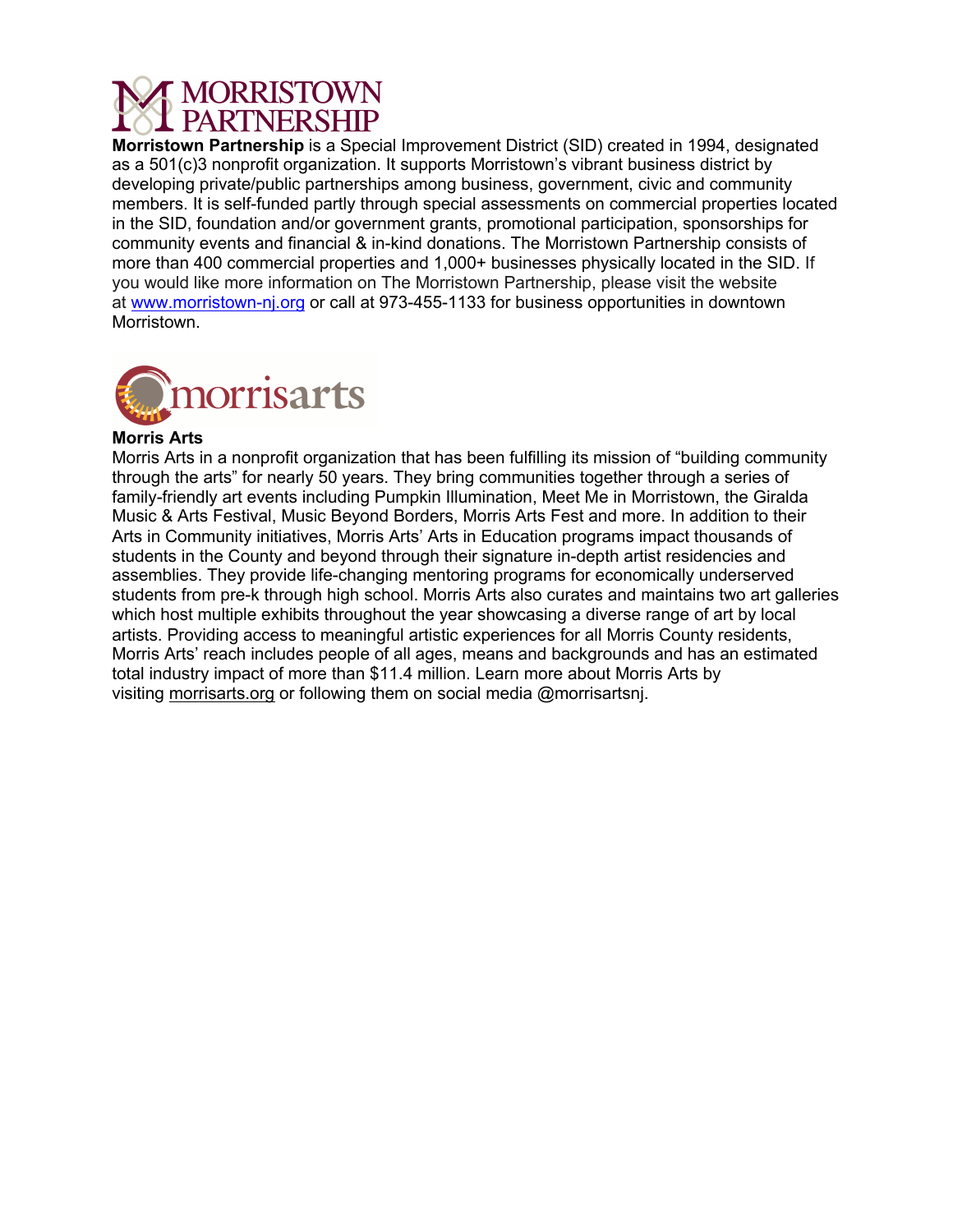MORRISTOWN PARTNERSHIP

**Morristown Partnership** is a Special Improvement District (SID) created in 1994, designated as a 501(c)3 nonprofit organization. It supports Morristown's vibrant business district by developing private/public partnerships among business, government, civic and community members. It is self-funded partly through special assessments on commercial properties located in the SID, foundation and/or government grants, promotional participation, sponsorships for community events and financial & in-kind donations. The Morristown Partnership consists of more than 400 commercial properties and 1,000+ businesses physically located in the SID. If you would like more information on The Morristown Partnership, please visit the website at www.morristown-nj.org or call at 973-455-1133 for business opportunities in downtown Morristown.

morrisarts

**Morris Arts**

Morris Arts in a nonprofit organization that has been fulfilling its mission of "building community through the arts" for nearly 50 years. They bring communities together through a series of family-friendly art events including Pumpkin Illumination, Meet Me in Morristown, the Giralda Music & Arts Festival, Music Beyond Borders, Morris Arts Fest and more. In addition to their Arts in Community initiatives, Morris Arts' Arts in Education programs impact thousands of students in the County and beyond through their signature in-depth artist residencies and assemblies. They provide life-changing mentoring programs for economically underserved students from pre-k through high school. Morris Arts also curates and maintains two art galleries which host multiple exhibits throughout the year showcasing a diverse range of art by local artists. Providing access to meaningful artistic experiences for all Morris County residents, Morris Arts' reach includes people of all ages, means and backgrounds and has an estimated total industry impact of more than $11.4 million. Learn more about Morris Arts by visiting morrisarts.org or following them on social media @morrisartsnj.